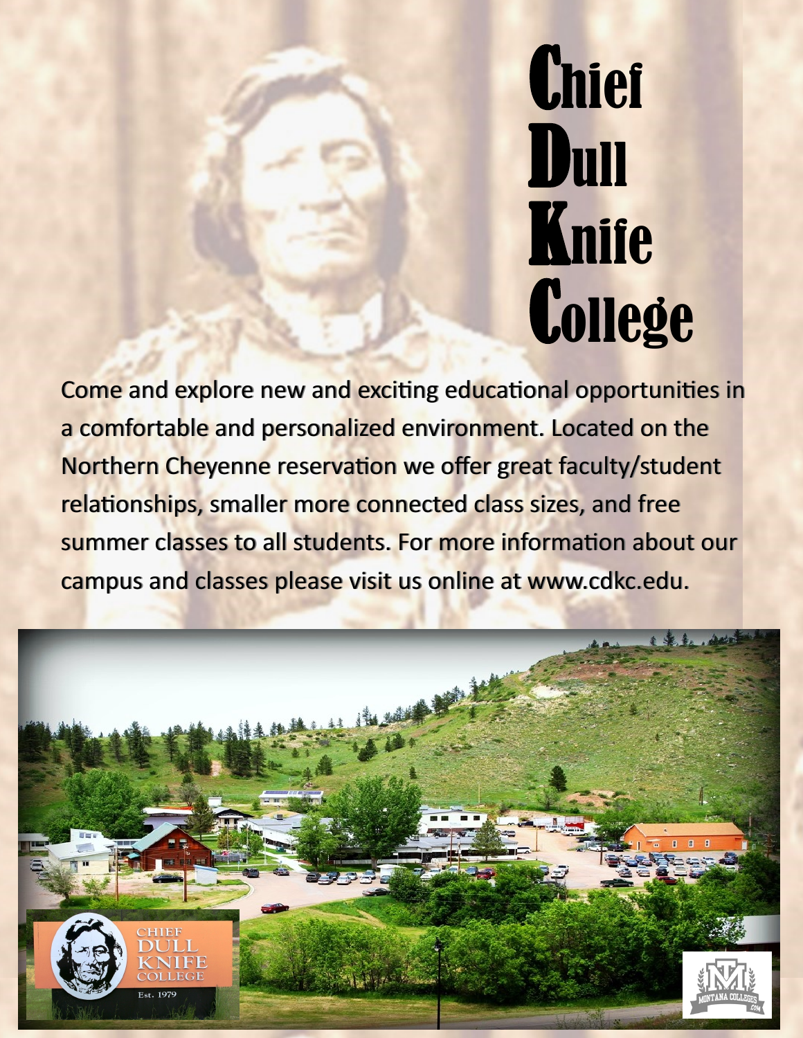# Chief Dull Knife College

Come and explore new and exciting educational opportunities in a comfortable and personalized environment. Located on the Northern Cheyenne reservation we offer great faculty/student relationships, smaller more connected class sizes, and free summer classes to all students. For more information about our campus and classes please visit us online at www.cdkc.edu.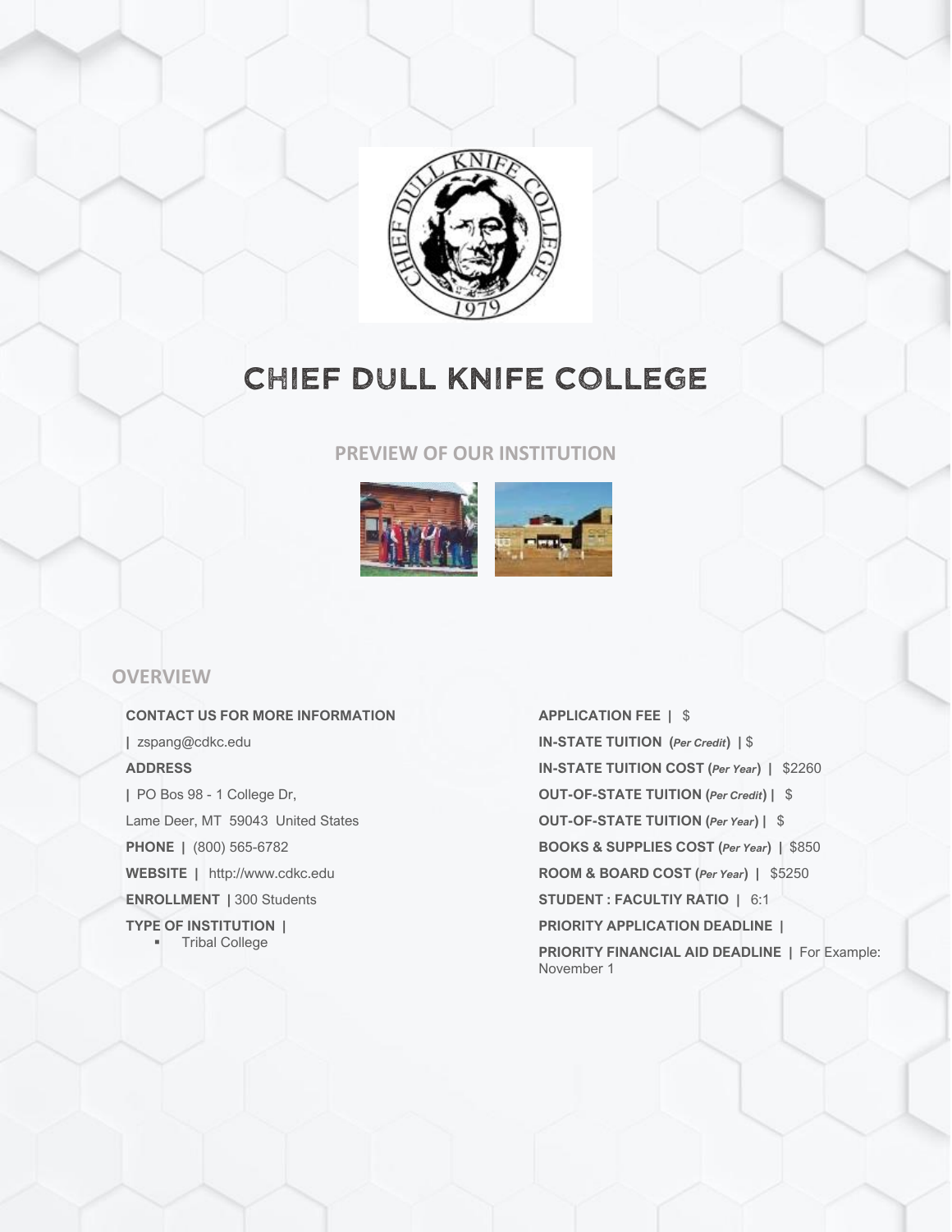# CHIEF DULL KNIFE COLLEGE

## PREVIEW OF OUR INSTITUTION

## OVERVIEW

**CONTACT US FOR MORE INFORMATION**

**|** zspang@cdkc.edu

**ADDRESS**

**|** PO Bos 98 - 1 College Dr,

Lame Deer, MT 59043 United States

**PHONE |** (800) 565-6782

**WEBSITE |** http://www.cdkc.edu

**ENROLLMENT |** 300 Students

**TYPE OF INSTITUTION |**

- Tribal College

**APPLICATION FEE |** $

**IN-STATE TUITION (*Per Credit*) |** $

**IN-STATE TUITION COST (*Per Year*) |** $2260

**OUT-OF-STATE TUITION (*Per Credit*) |** $

**OUT-OF-STATE TUITION (*Per Year*) |** $

**BOOKS & SUPPLIES COST (*Per Year*) |** $850

**ROOM & BOARD COST (*Per Year*) |** $5250

**STUDENT : FACULTIY RATIO |** 6:1

**PRIORITY APPLICATION DEADLINE |**

**PRIORITY FINANCIAL AID DEADLINE |** For Example: November 1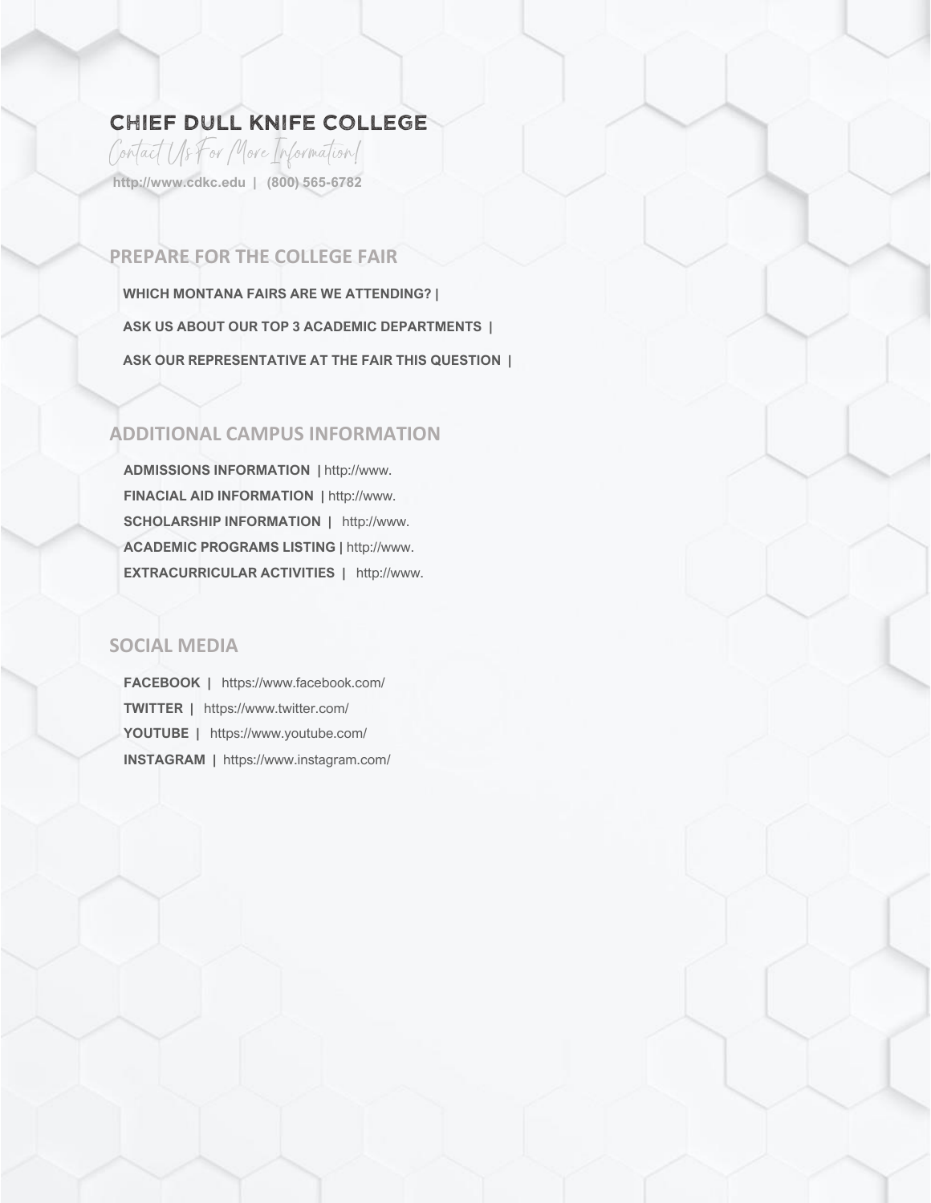# CHIEF DULL KNIFE COLLEGE

*Contact Us For More Information!*

**http://www.cdkc.edu | (800) 565-6782**

## PREPARE FOR THE COLLEGE FAIR

**WHICH MONTANA FAIRS ARE WE ATTENDING? |**

**ASK US ABOUT OUR TOP 3 ACADEMIC DEPARTMENTS |**

**ASK OUR REPRESENTATIVE AT THE FAIR THIS QUESTION |**

## ADDITIONAL CAMPUS INFORMATION

**ADMISSIONS INFORMATION |** http://www.

**FINACIAL AID INFORMATION |** http://www.

**SCHOLARSHIP INFORMATION |** http://www.

**ACADEMIC PROGRAMS LISTING |** http://www.

**EXTRACURRICULAR ACTIVITIES |** http://www.

## SOCIAL MEDIA

**FACEBOOK |** https://www.facebook.com/

**TWITTER |** https://www.twitter.com/

**YOUTUBE |** https://www.youtube.com/

**INSTAGRAM |** https://www.instagram.com/